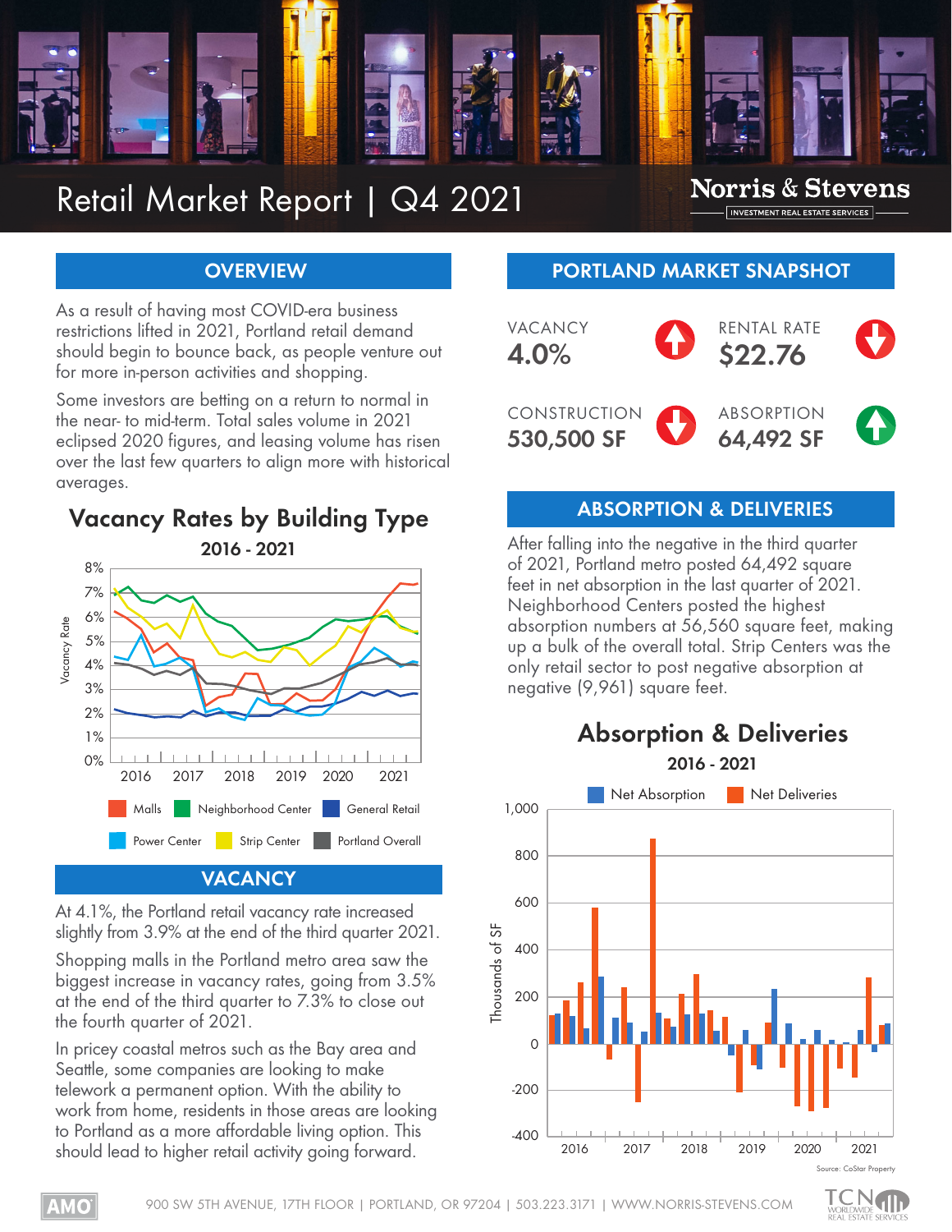# Retail Market Report | Q4 2021

Norris & Stevens
INVESTMENT REAL ESTATE SERVICES

## OVERVIEW

As a result of having most COVID-era business restrictions lifted in 2021, Portland retail demand should begin to bounce back, as people venture out for more in-person activities and shopping.

Some investors are betting on a return to normal in the near- to mid-term. Total sales volume in 2021 eclipsed 2020 figures, and leasing volume has risen over the last few quarters to align more with historical averages.

### Vacancy Rates by Building Type

2016 - 2021

Malls | Neighborhood Center | General Retail | Power Center | Strip Center | Portland Overall

## VACANCY

At 4.1%, the Portland retail vacancy rate increased slightly from 3.9% at the end of the third quarter 2021.

Shopping malls in the Portland metro area saw the biggest increase in vacancy rates, going from 3.5% at the end of the third quarter to 7.3% to close out the fourth quarter of 2021.

In pricey coastal metros such as the Bay area and Seattle, some companies are looking to make telework a permanent option. With the ability to work from home, residents in those areas are looking to Portland as a more affordable living option. This should lead to higher retail activity going forward.

## PORTLAND MARKET SNAPSHOT

| | |
|---|---|
| VACANCY **4.0%** (up) | RENTAL RATE **$22.76** (down) |
| CONSTRUCTION **530,500 SF** (down) | ABSORPTION **64,492 SF** (up) |

## ABSORPTION & DELIVERIES

After falling into the negative in the third quarter of 2021, Portland metro posted 64,492 square feet in net absorption in the last quarter of 2021. Neighborhood Centers posted the highest absorption numbers at 56,560 square feet, making up a bulk of the overall total. Strip Centers was the only retail sector to post negative absorption at negative (9,961) square feet.

### Absorption & Deliveries

2016 - 2021

Net Absorption | Net Deliveries

Source: CoStar Property

900 SW 5TH AVENUE, 17TH FLOOR | PORTLAND, OR 97204 | 503.223.3171 | WWW.NORRIS-STEVENS.COM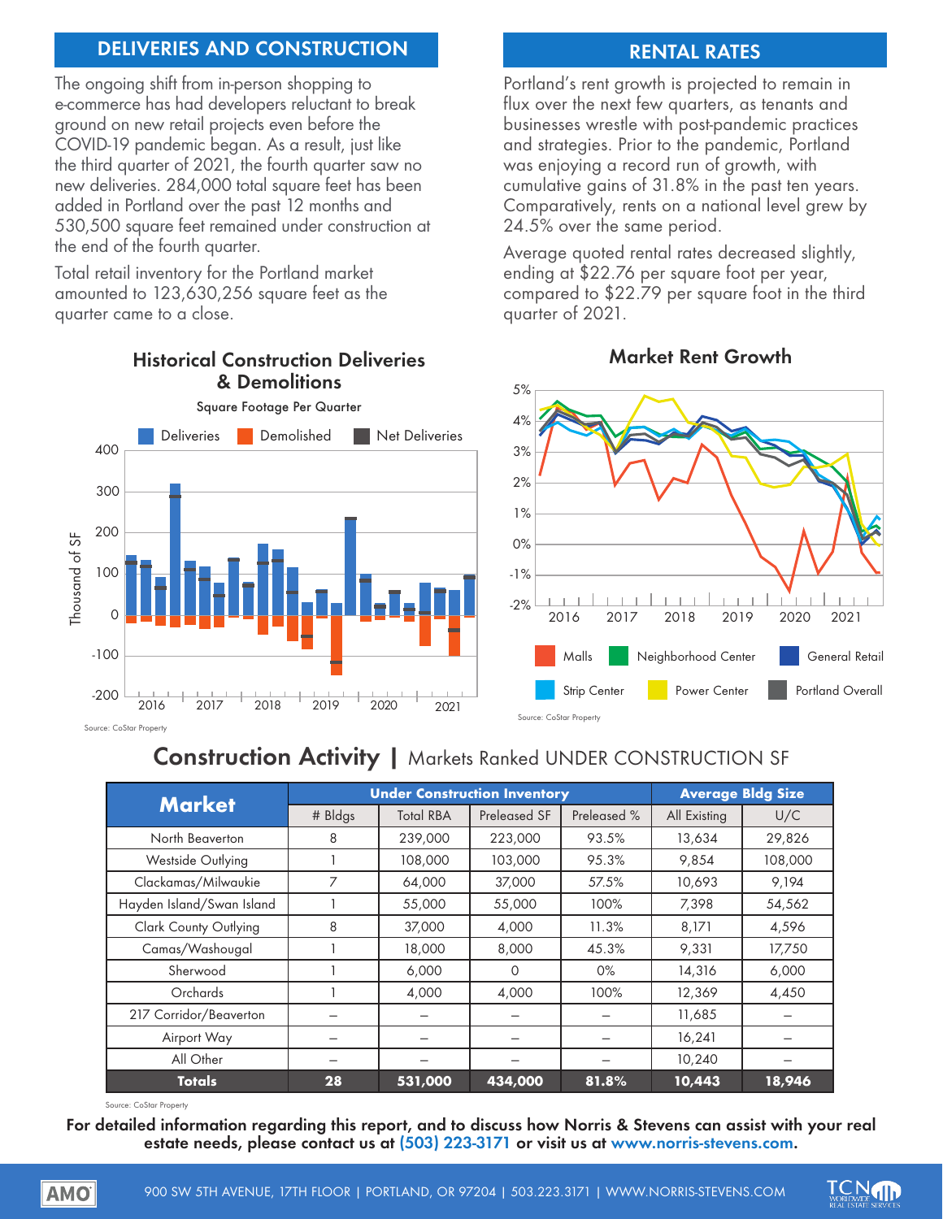## DELIVERIES AND CONSTRUCTION

The ongoing shift from in-person shopping to e-commerce has had developers reluctant to break ground on new retail projects even before the COVID-19 pandemic began. As a result, just like the third quarter of 2021, the fourth quarter saw no new deliveries. 284,000 total square feet has been added in Portland over the past 12 months and 530,500 square feet remained under construction at the end of the fourth quarter.

Total retail inventory for the Portland market amounted to 123,630,256 square feet as the quarter came to a close.

### Historical Construction Deliveries & Demolitions

Square Footage Per Quarter

Deliveries
Demolished
Net Deliveries

Thousand of SF

400
300
200
100
0
-100
-200

2016
2017
2018
2019
2020
2021

Source: CoStar Property

## RENTAL RATES

Portland's rent growth is projected to remain in flux over the next few quarters, as tenants and businesses wrestle with post-pandemic practices and strategies. Prior to the pandemic, Portland was enjoying a record run of growth, with cumulative gains of 31.8% in the past ten years. Comparatively, rents on a national level grew by 24.5% over the same period.

Average quoted rental rates decreased slightly, ending at $22.76 per square foot per year, compared to $22.79 per square foot in the third quarter of 2021.

### Market Rent Growth

5%
4%
3%
2%
1%
0%
-1%
-2%

2016
2017
2018
2019
2020
2021

Malls
Neighborhood Center
General Retail
Strip Center
Power Center
Portland Overall

Source: CoStar Property

## Construction Activity | Markets Ranked UNDER CONSTRUCTION SF

| Market | Under Construction Inventory | | | | Average Bldg Size | |
|---|---|---|---|---|---|---|
| | # Bldgs | Total RBA | Preleased SF | Preleased % | All Existing | U/C |
| North Beaverton | 8 | 239,000 | 223,000 | 93.5% | 13,634 | 29,826 |
| Westside Outlying | 1 | 108,000 | 103,000 | 95.3% | 9,854 | 108,000 |
| Clackamas/Milwaukie | 7 | 64,000 | 37,000 | 57.5% | 10,693 | 9,194 |
| Hayden Island/Swan Island | 1 | 55,000 | 55,000 | 100% | 7,398 | 54,562 |
| Clark County Outlying | 8 | 37,000 | 4,000 | 11.3% | 8,171 | 4,596 |
| Camas/Washougal | 1 | 18,000 | 8,000 | 45.3% | 9,331 | 17,750 |
| Sherwood | 1 | 6,000 | 0 | 0% | 14,316 | 6,000 |
| Orchards | 1 | 4,000 | 4,000 | 100% | 12,369 | 4,450 |
| 217 Corridor/Beaverton | – | – | – | – | 11,685 | – |
| Airport Way | – | – | – | – | 16,241 | – |
| All Other | – | – | – | – | 10,240 | – |
| **Totals** | **28** | **531,000** | **434,000** | **81.8%** | **10,443** | **18,946** |

Source: CoStar Property

**For detailed information regarding this report, and to discuss how Norris & Stevens can assist with your real estate needs, please contact us at (503) 223-3171 or visit us at www.norris-stevens.com.**

900 SW 5TH AVENUE, 17TH FLOOR | PORTLAND, OR 97204 | 503.223.3171 | WWW.NORRIS-STEVENS.COM